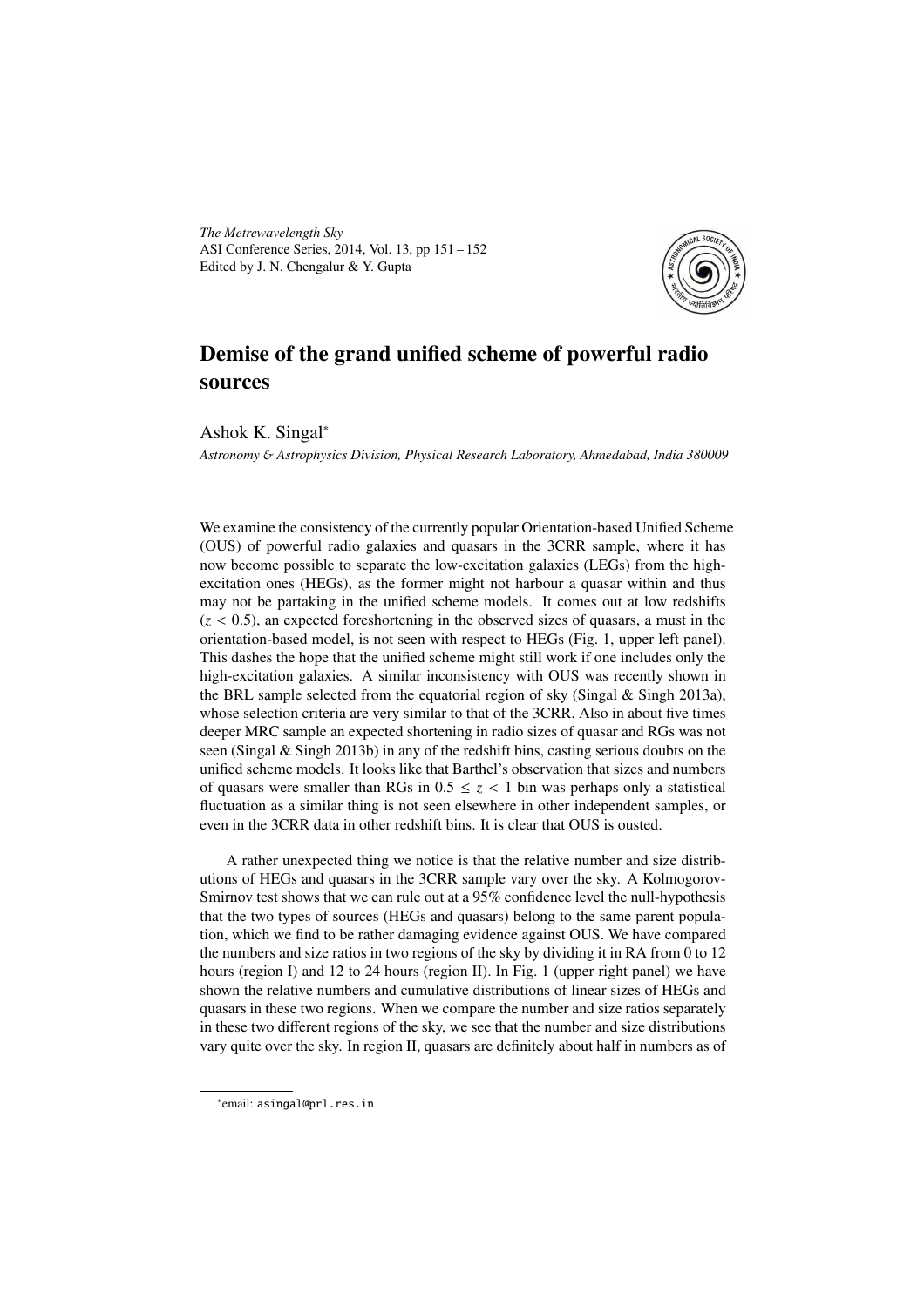# Demise of the grand unified scheme of powerful radio sources

Ashok K. Singal*

*Astronomy & Astrophysics Division, Physical Research Laboratory, Ahmedabad, India 380009*

We examine the consistency of the currently popular Orientation-based Unified Scheme (OUS) of powerful radio galaxies and quasars in the 3CRR sample, where it has now become possible to separate the low-excitation galaxies (LEGs) from the high-excitation ones (HEGs), as the former might not harbour a quasar within and thus may not be partaking in the unified scheme models. It comes out at low redshifts ($z < 0.5$), an expected foreshortening in the observed sizes of quasars, a must in the orientation-based model, is not seen with respect to HEGs (Fig. 1, upper left panel). This dashes the hope that the unified scheme might still work if one includes only the high-excitation galaxies. A similar inconsistency with OUS was recently shown in the BRL sample selected from the equatorial region of sky (Singal & Singh 2013a), whose selection criteria are very similar to that of the 3CRR. Also in about five times deeper MRC sample an expected shortening in radio sizes of quasar and RGs was not seen (Singal & Singh 2013b) in any of the redshift bins, casting serious doubts on the unified scheme models. It looks like that Barthel's observation that sizes and numbers of quasars were smaller than RGs in $0.5 \le z < 1$ bin was perhaps only a statistical fluctuation as a similar thing is not seen elsewhere in other independent samples, or even in the 3CRR data in other redshift bins. It is clear that OUS is ousted.

A rather unexpected thing we notice is that the relative number and size distributions of HEGs and quasars in the 3CRR sample vary over the sky. A Kolmogorov-Smirnov test shows that we can rule out at a 95% confidence level the null-hypothesis that the two types of sources (HEGs and quasars) belong to the same parent population, which we find to be rather damaging evidence against OUS. We have compared the numbers and size ratios in two regions of the sky by dividing it in RA from 0 to 12 hours (region I) and 12 to 24 hours (region II). In Fig. 1 (upper right panel) we have shown the relative numbers and cumulative distributions of linear sizes of HEGs and quasars in these two regions. When we compare the number and size ratios separately in these two different regions of the sky, we see that the number and size distributions vary quite over the sky. In region II, quasars are definitely about half in numbers as of

*email: asingal@prl.res.in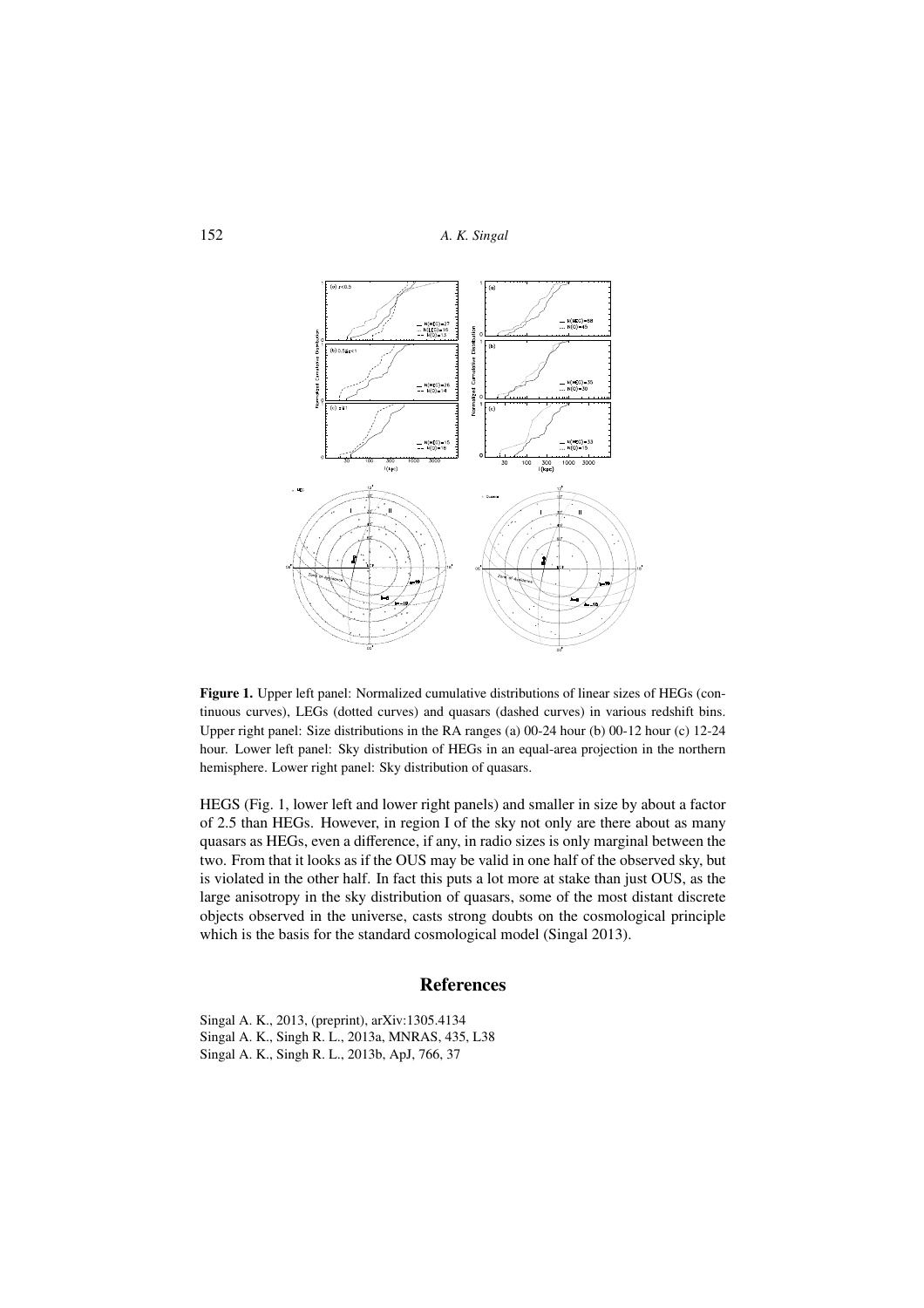**Figure 1.** Upper left panel: Normalized cumulative distributions of linear sizes of HEGs (continuous curves), LEGs (dotted curves) and quasars (dashed curves) in various redshift bins. Upper right panel: Size distributions in the RA ranges (a) 00-24 hour (b) 00-12 hour (c) 12-24 hour. Lower left panel: Sky distribution of HEGs in an equal-area projection in the northern hemisphere. Lower right panel: Sky distribution of quasars.

HEGS (Fig. 1, lower left and lower right panels) and smaller in size by about a factor of 2.5 than HEGs. However, in region I of the sky not only are there about as many quasars as HEGs, even a difference, if any, in radio sizes is only marginal between the two. From that it looks as if the OUS may be valid in one half of the observed sky, but is violated in the other half. In fact this puts a lot more at stake than just OUS, as the large anisotropy in the sky distribution of quasars, some of the most distant discrete objects observed in the universe, casts strong doubts on the cosmological principle which is the basis for the standard cosmological model (Singal 2013).

## References

Singal A. K., 2013, (preprint), arXiv:1305.4134

Singal A. K., Singh R. L., 2013a, MNRAS, 435, L38

Singal A. K., Singh R. L., 2013b, ApJ, 766, 37